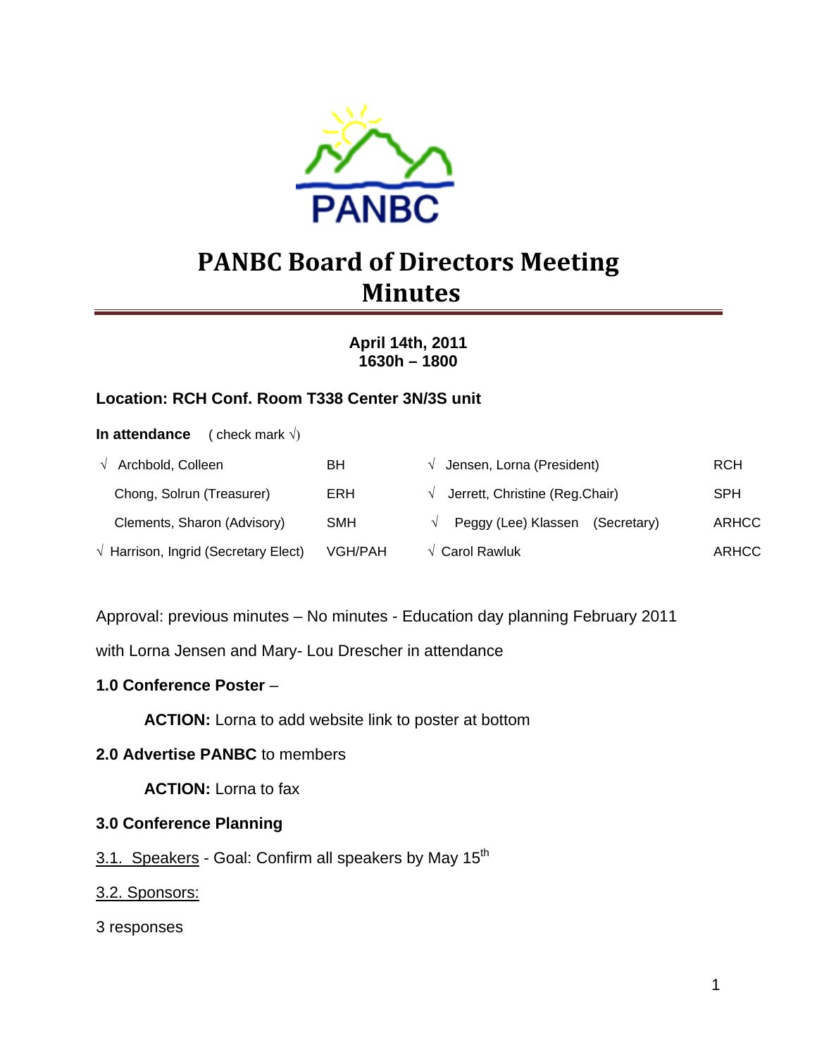PANBC

# PANBC Board of Directors Meeting Minutes

**April 14th, 2011**
**1630h – 1800**

**Location: RCH Conf. Room T338 Center 3N/3S unit**

**In attendance** ( check mark √)

| | | | |
|---|---|---|---|
| √ Archbold, Colleen | BH | √ Jensen, Lorna (President) | RCH |
| Chong, Solrun (Treasurer) | ERH | √ Jerrett, Christine (Reg.Chair) | SPH |
| Clements, Sharon (Advisory) | SMH | √ Peggy (Lee) Klassen (Secretary) | ARHCC |
| √ Harrison, Ingrid (Secretary Elect) | VGH/PAH | √ Carol Rawluk | ARHCC |

Approval: previous minutes – No minutes - Education day planning February 2011 with Lorna Jensen and Mary- Lou Drescher in attendance

**1.0 Conference Poster** –

**ACTION:** Lorna to add website link to poster at bottom

**2.0 Advertise PANBC** to members

**ACTION:** Lorna to fax

**3.0 Conference Planning**

3.1. Speakers - Goal: Confirm all speakers by May 15th

3.2. Sponsors:

3 responses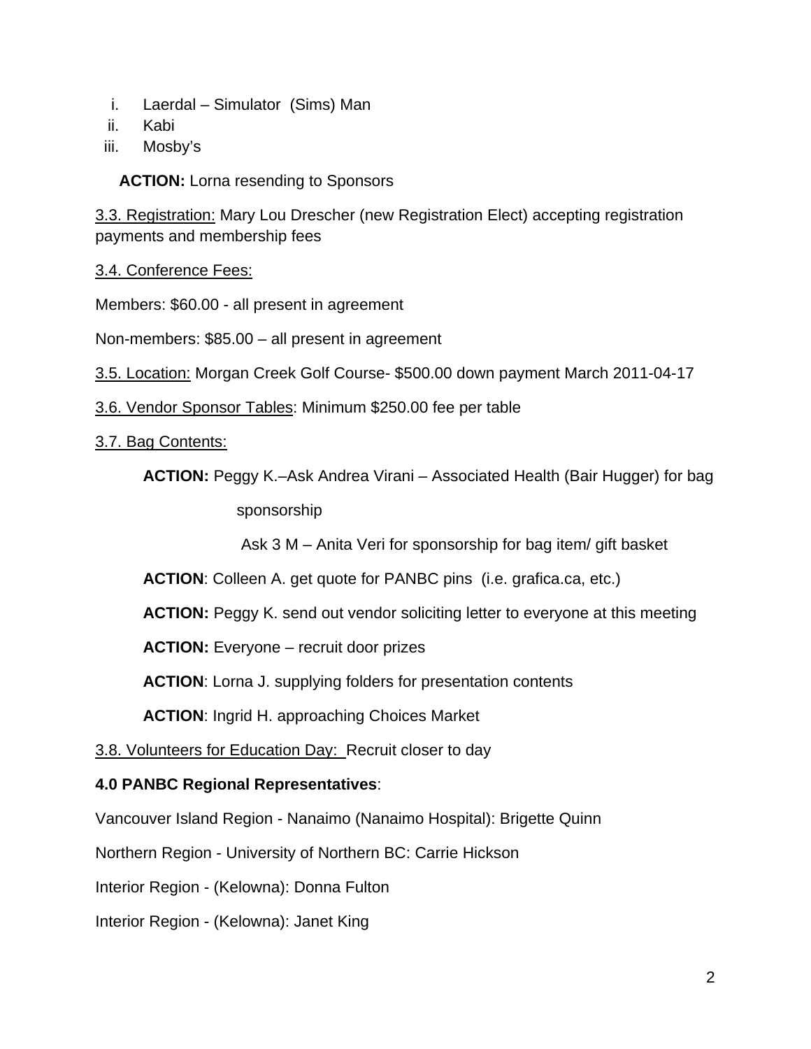i. Laerdal – Simulator (Sims) Man
ii. Kabi
iii. Mosby's

**ACTION:** Lorna resending to Sponsors

3.3. Registration: Mary Lou Drescher (new Registration Elect) accepting registration payments and membership fees

3.4. Conference Fees:

Members: $60.00 - all present in agreement

Non-members: $85.00 – all present in agreement

3.5. Location: Morgan Creek Golf Course- $500.00 down payment March 2011-04-17

3.6. Vendor Sponsor Tables: Minimum $250.00 fee per table

3.7. Bag Contents:

**ACTION:** Peggy K.–Ask Andrea Virani – Associated Health (Bair Hugger) for bag sponsorship

Ask 3 M – Anita Veri for sponsorship for bag item/ gift basket

**ACTION**: Colleen A. get quote for PANBC pins (i.e. grafica.ca, etc.)

**ACTION:** Peggy K. send out vendor soliciting letter to everyone at this meeting

**ACTION:** Everyone – recruit door prizes

**ACTION**: Lorna J. supplying folders for presentation contents

**ACTION**: Ingrid H. approaching Choices Market

3.8. Volunteers for Education Day: Recruit closer to day

**4.0 PANBC Regional Representatives**:

Vancouver Island Region - Nanaimo (Nanaimo Hospital): Brigette Quinn

Northern Region - University of Northern BC: Carrie Hickson

Interior Region - (Kelowna): Donna Fulton

Interior Region - (Kelowna): Janet King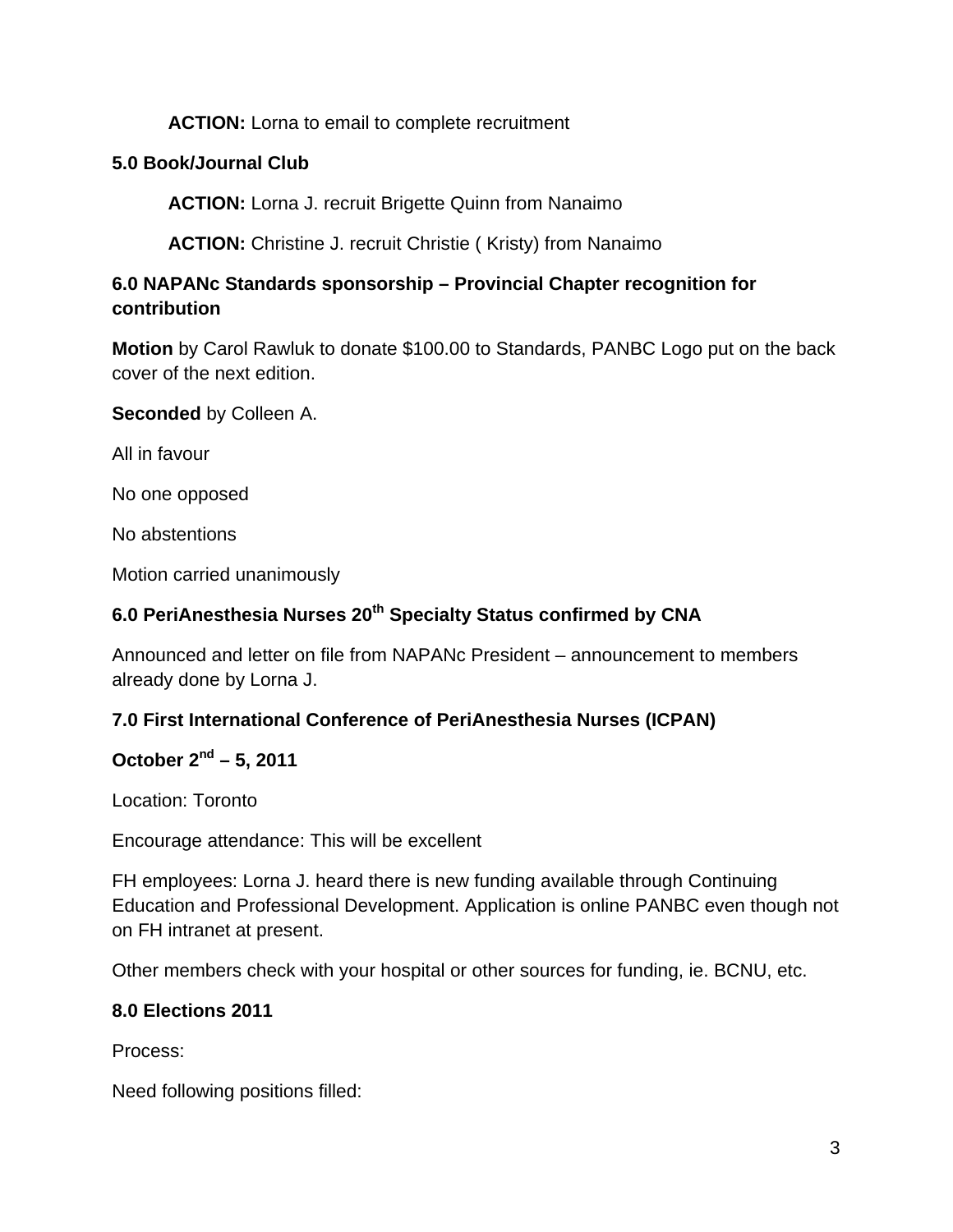**ACTION:** Lorna to email to complete recruitment

**5.0 Book/Journal Club**

**ACTION:** Lorna J. recruit Brigette Quinn from Nanaimo

**ACTION:** Christine J. recruit Christie ( Kristy) from Nanaimo

**6.0 NAPANc Standards sponsorship – Provincial Chapter recognition for contribution**

**Motion** by Carol Rawluk to donate $100.00 to Standards, PANBC Logo put on the back cover of the next edition.

**Seconded** by Colleen A.

All in favour

No one opposed

No abstentions

Motion carried unanimously

**6.0 PeriAnesthesia Nurses 20th Specialty Status confirmed by CNA**

Announced and letter on file from NAPANc President – announcement to members already done by Lorna J.

**7.0 First International Conference of PeriAnesthesia Nurses (ICPAN)**

**October 2nd – 5, 2011**

Location: Toronto

Encourage attendance: This will be excellent

FH employees: Lorna J. heard there is new funding available through Continuing Education and Professional Development. Application is online PANBC even though not on FH intranet at present.

Other members check with your hospital or other sources for funding, ie. BCNU, etc.

**8.0 Elections 2011**

Process:

Need following positions filled: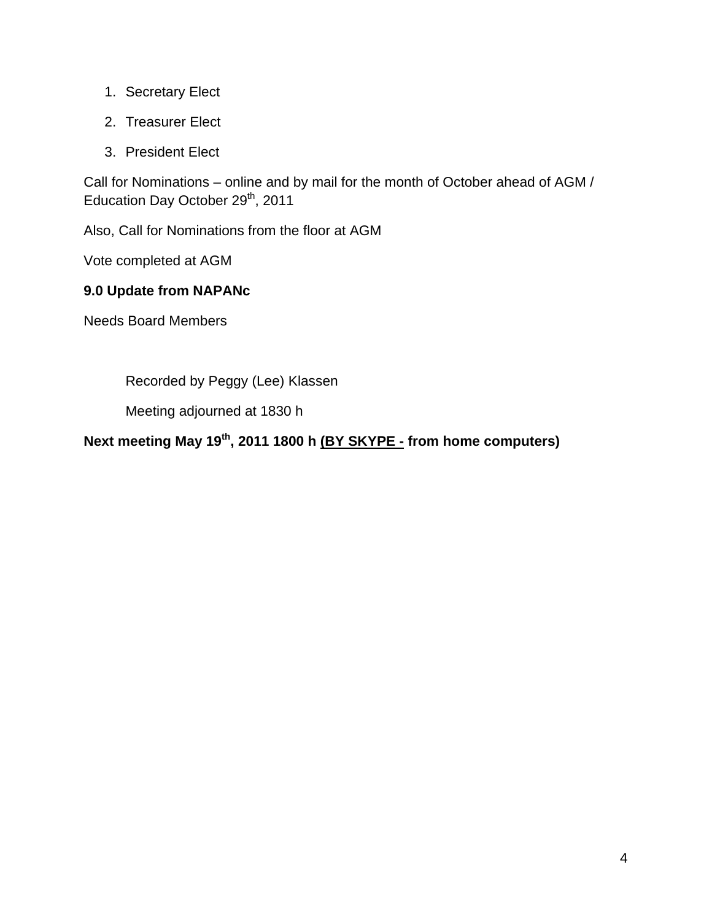1. Secretary Elect
2. Treasurer Elect
3. President Elect

Call for Nominations – online and by mail for the month of October ahead of AGM / Education Day October 29th, 2011

Also, Call for Nominations from the floor at AGM

Vote completed at AGM

**9.0 Update from NAPANc**

Needs Board Members

Recorded by Peggy (Lee) Klassen

Meeting adjourned at 1830 h

**Next meeting May 19th, 2011 1800 h (BY SKYPE - from home computers)**